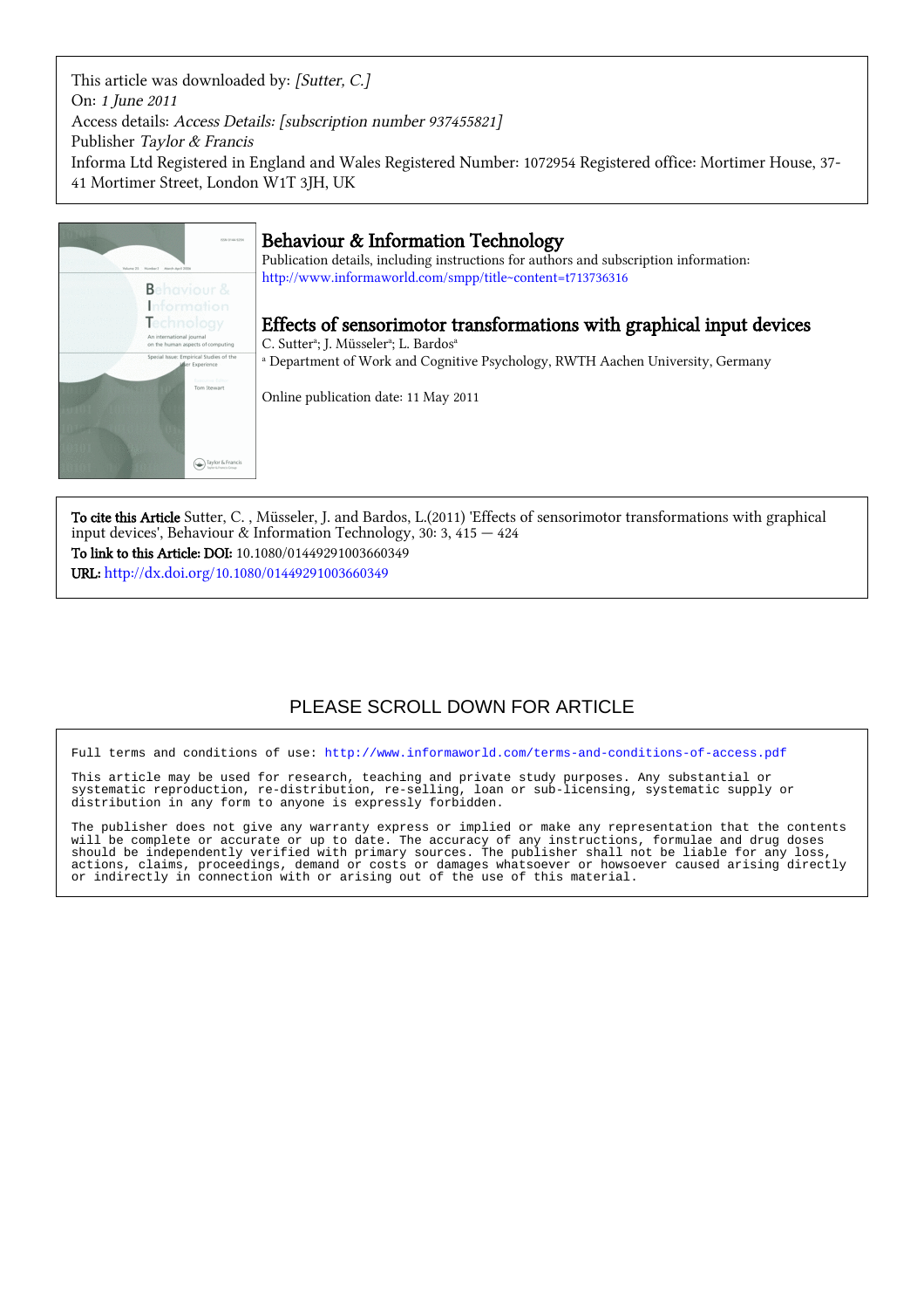This article was downloaded by: *[Sutter, C.]*
On: *1 June 2011*
Access details: *Access Details: [subscription number 937455821]*
Publisher *Taylor & Francis*
Informa Ltd Registered in England and Wales Registered Number: 1072954 Registered office: Mortimer House, 37-41 Mortimer Street, London W1T 3JH, UK

# Behaviour & Information Technology

Publication details, including instructions for authors and subscription information:
http://www.informaworld.com/smpp/title~content=t713736316

## Effects of sensorimotor transformations with graphical input devices

C. Sutter[a]; J. Müsseler[a]; L. Bardos[a]

[a] Department of Work and Cognitive Psychology, RWTH Aachen University, Germany

Online publication date: 11 May 2011

**To cite this Article** Sutter, C. , Müsseler, J. and Bardos, L.(2011) 'Effects of sensorimotor transformations with graphical input devices', Behaviour & Information Technology, 30: 3, 415 — 424

**To link to this Article: DOI:** 10.1080/01449291003660349

**URL:** http://dx.doi.org/10.1080/01449291003660349

PLEASE SCROLL DOWN FOR ARTICLE

Full terms and conditions of use: http://www.informaworld.com/terms-and-conditions-of-access.pdf

This article may be used for research, teaching and private study purposes. Any substantial or systematic reproduction, re-distribution, re-selling, loan or sub-licensing, systematic supply or distribution in any form to anyone is expressly forbidden.

The publisher does not give any warranty express or implied or make any representation that the contents will be complete or accurate or up to date. The accuracy of any instructions, formulae and drug doses should be independently verified with primary sources. The publisher shall not be liable for any loss, actions, claims, proceedings, demand or costs or damages whatsoever or howsoever caused arising directly or indirectly in connection with or arising out of the use of this material.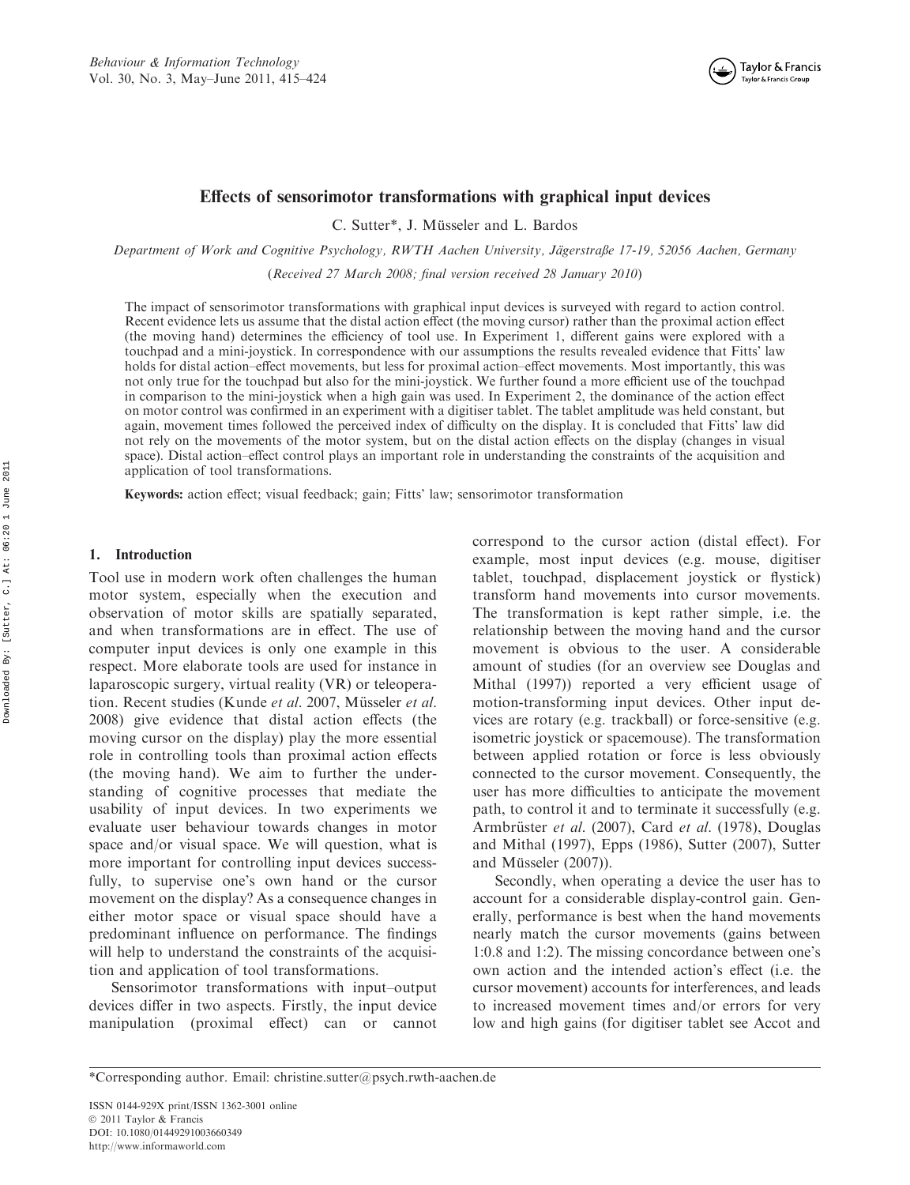# Effects of sensorimotor transformations with graphical input devices

C. Sutter*, J. Müsseler and L. Bardos

*Department of Work and Cognitive Psychology, RWTH Aachen University, Jägerstraße 17-19, 52056 Aachen, Germany*

(*Received 27 March 2008; final version received 28 January 2010*)

The impact of sensorimotor transformations with graphical input devices is surveyed with regard to action control. Recent evidence lets us assume that the distal action effect (the moving cursor) rather than the proximal action effect (the moving hand) determines the efficiency of tool use. In Experiment 1, different gains were explored with a touchpad and a mini-joystick. In correspondence with our assumptions the results revealed evidence that Fitts' law holds for distal action–effect movements, but less for proximal action–effect movements. Most importantly, this was not only true for the touchpad but also for the mini-joystick. We further found a more efficient use of the touchpad in comparison to the mini-joystick when a high gain was used. In Experiment 2, the dominance of the action effect on motor control was confirmed in an experiment with a digitiser tablet. The tablet amplitude was held constant, but again, movement times followed the perceived index of difficulty on the display. It is concluded that Fitts' law did not rely on the movements of the motor system, but on the distal action effects on the display (changes in visual space). Distal action–effect control plays an important role in understanding the constraints of the acquisition and application of tool transformations.

**Keywords:** action effect; visual feedback; gain; Fitts' law; sensorimotor transformation

## 1. Introduction

Tool use in modern work often challenges the human motor system, especially when the execution and observation of motor skills are spatially separated, and when transformations are in effect. The use of computer input devices is only one example in this respect. More elaborate tools are used for instance in laparoscopic surgery, virtual reality (VR) or teleoperation. Recent studies (Kunde *et al.* 2007, Müsseler *et al.* 2008) give evidence that distal action effects (the moving cursor on the display) play the more essential role in controlling tools than proximal action effects (the moving hand). We aim to further the understanding of cognitive processes that mediate the usability of input devices. In two experiments we evaluate user behaviour towards changes in motor space and/or visual space. We will question, what is more important for controlling input devices successfully, to supervise one's own hand or the cursor movement on the display? As a consequence changes in either motor space or visual space should have a predominant influence on performance. The findings will help to understand the constraints of the acquisition and application of tool transformations.

Sensorimotor transformations with input–output devices differ in two aspects. Firstly, the input device manipulation (proximal effect) can or cannot correspond to the cursor action (distal effect). For example, most input devices (e.g. mouse, digitiser tablet, touchpad, displacement joystick or flystick) transform hand movements into cursor movements. The transformation is kept rather simple, i.e. the relationship between the moving hand and the cursor movement is obvious to the user. A considerable amount of studies (for an overview see Douglas and Mithal (1997)) reported a very efficient usage of motion-transforming input devices. Other input devices are rotary (e.g. trackball) or force-sensitive (e.g. isometric joystick or spacemouse). The transformation between applied rotation or force is less obviously connected to the cursor movement. Consequently, the user has more difficulties to anticipate the movement path, to control it and to terminate it successfully (e.g. Armbrüster *et al.* (2007), Card *et al.* (1978), Douglas and Mithal (1997), Epps (1986), Sutter (2007), Sutter and Müsseler (2007)).

Secondly, when operating a device the user has to account for a considerable display-control gain. Generally, performance is best when the hand movements nearly match the cursor movements (gains between 1:0.8 and 1:2). The missing concordance between one's own action and the intended action's effect (i.e. the cursor movement) accounts for interferences, and leads to increased movement times and/or errors for very low and high gains (for digitiser tablet see Accot and

*Corresponding author. Email: christine.sutter@psych.rwth-aachen.de

ISSN 0144-929X print/ISSN 1362-3001 online
© 2011 Taylor & Francis
DOI: 10.1080/01449291003660349
http://www.informaworld.com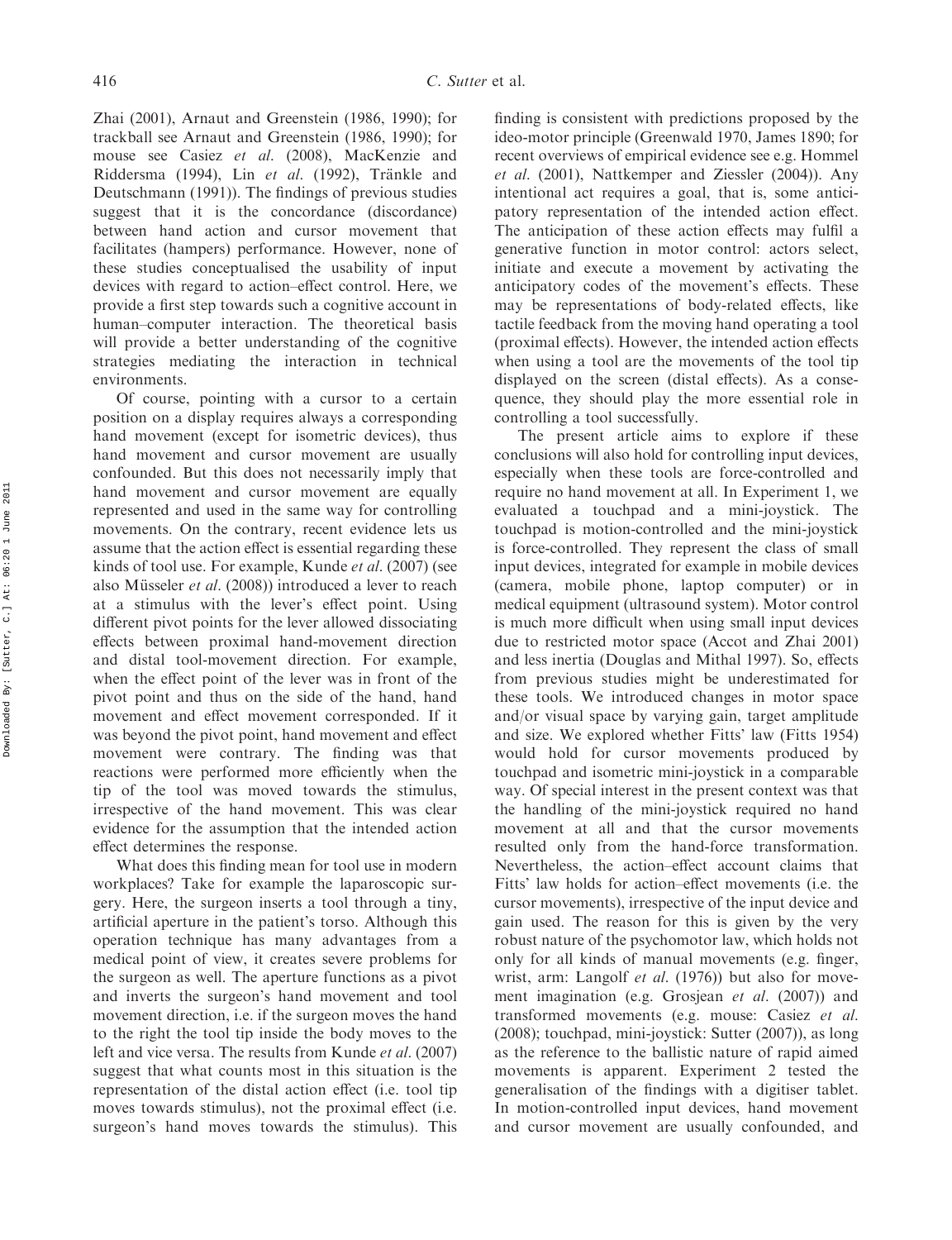Zhai (2001), Arnaut and Greenstein (1986, 1990); for trackball see Arnaut and Greenstein (1986, 1990); for mouse see Casiez *et al.* (2008), MacKenzie and Riddersma (1994), Lin *et al.* (1992), Tränkle and Deutschmann (1991)). The findings of previous studies suggest that it is the concordance (discordance) between hand action and cursor movement that facilitates (hampers) performance. However, none of these studies conceptualised the usability of input devices with regard to action–effect control. Here, we provide a first step towards such a cognitive account in human–computer interaction. The theoretical basis will provide a better understanding of the cognitive strategies mediating the interaction in technical environments.

Of course, pointing with a cursor to a certain position on a display requires always a corresponding hand movement (except for isometric devices), thus hand movement and cursor movement are usually confounded. But this does not necessarily imply that hand movement and cursor movement are equally represented and used in the same way for controlling movements. On the contrary, recent evidence lets us assume that the action effect is essential regarding these kinds of tool use. For example, Kunde *et al.* (2007) (see also Müsseler *et al.* (2008)) introduced a lever to reach at a stimulus with the lever's effect point. Using different pivot points for the lever allowed dissociating effects between proximal hand-movement direction and distal tool-movement direction. For example, when the effect point of the lever was in front of the pivot point and thus on the side of the hand, hand movement and effect movement corresponded. If it was beyond the pivot point, hand movement and effect movement were contrary. The finding was that reactions were performed more efficiently when the tip of the tool was moved towards the stimulus, irrespective of the hand movement. This was clear evidence for the assumption that the intended action effect determines the response.

What does this finding mean for tool use in modern workplaces? Take for example the laparoscopic surgery. Here, the surgeon inserts a tool through a tiny, artificial aperture in the patient's torso. Although this operation technique has many advantages from a medical point of view, it creates severe problems for the surgeon as well. The aperture functions as a pivot and inverts the surgeon's hand movement and tool movement direction, i.e. if the surgeon moves the hand to the right the tool tip inside the body moves to the left and vice versa. The results from Kunde *et al.* (2007) suggest that what counts most in this situation is the representation of the distal action effect (i.e. tool tip moves towards stimulus), not the proximal effect (i.e. surgeon's hand moves towards the stimulus). This finding is consistent with predictions proposed by the ideo-motor principle (Greenwald 1970, James 1890; for recent overviews of empirical evidence see e.g. Hommel *et al.* (2001), Nattkemper and Ziessler (2004)). Any intentional act requires a goal, that is, some anticipatory representation of the intended action effect. The anticipation of these action effects may fulfil a generative function in motor control: actors select, initiate and execute a movement by activating the anticipatory codes of the movement's effects. These may be representations of body-related effects, like tactile feedback from the moving hand operating a tool (proximal effects). However, the intended action effects when using a tool are the movements of the tool tip displayed on the screen (distal effects). As a consequence, they should play the more essential role in controlling a tool successfully.

The present article aims to explore if these conclusions will also hold for controlling input devices, especially when these tools are force-controlled and require no hand movement at all. In Experiment 1, we evaluated a touchpad and a mini-joystick. The touchpad is motion-controlled and the mini-joystick is force-controlled. They represent the class of small input devices, integrated for example in mobile devices (camera, mobile phone, laptop computer) or in medical equipment (ultrasound system). Motor control is much more difficult when using small input devices due to restricted motor space (Accot and Zhai 2001) and less inertia (Douglas and Mithal 1997). So, effects from previous studies might be underestimated for these tools. We introduced changes in motor space and/or visual space by varying gain, target amplitude and size. We explored whether Fitts' law (Fitts 1954) would hold for cursor movements produced by touchpad and isometric mini-joystick in a comparable way. Of special interest in the present context was that the handling of the mini-joystick required no hand movement at all and that the cursor movements resulted only from the hand-force transformation. Nevertheless, the action–effect account claims that Fitts' law holds for action–effect movements (i.e. the cursor movements), irrespective of the input device and gain used. The reason for this is given by the very robust nature of the psychomotor law, which holds not only for all kinds of manual movements (e.g. finger, wrist, arm: Langolf *et al.* (1976)) but also for movement imagination (e.g. Grosjean *et al.* (2007)) and transformed movements (e.g. mouse: Casiez *et al.* (2008); touchpad, mini-joystick: Sutter (2007)), as long as the reference to the ballistic nature of rapid aimed movements is apparent. Experiment 2 tested the generalisation of the findings with a digitiser tablet. In motion-controlled input devices, hand movement and cursor movement are usually confounded, and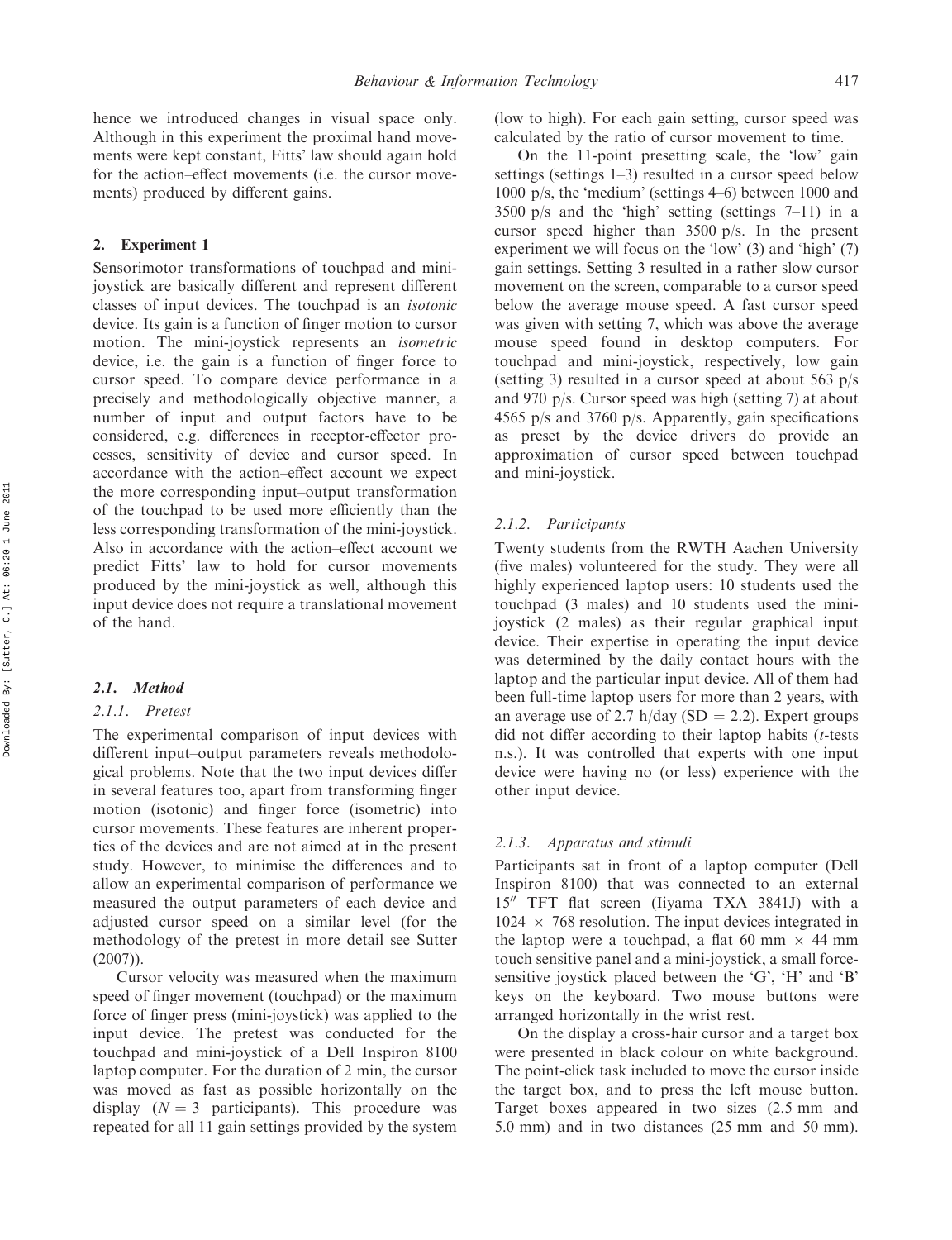hence we introduced changes in visual space only. Although in this experiment the proximal hand movements were kept constant, Fitts' law should again hold for the action–effect movements (i.e. the cursor movements) produced by different gains.

## 2. Experiment 1

Sensorimotor transformations of touchpad and mini-joystick are basically different and represent different classes of input devices. The touchpad is an *isotonic* device. Its gain is a function of finger motion to cursor motion. The mini-joystick represents an *isometric* device, i.e. the gain is a function of finger force to cursor speed. To compare device performance in a precisely and methodologically objective manner, a number of input and output factors have to be considered, e.g. differences in receptor-effector processes, sensitivity of device and cursor speed. In accordance with the action–effect account we expect the more corresponding input–output transformation of the touchpad to be used more efficiently than the less corresponding transformation of the mini-joystick. Also in accordance with the action–effect account we predict Fitts' law to hold for cursor movements produced by the mini-joystick as well, although this input device does not require a translational movement of the hand.

### 2.1. Method

#### 2.1.1. Pretest

The experimental comparison of input devices with different input–output parameters reveals methodological problems. Note that the two input devices differ in several features too, apart from transforming finger motion (isotonic) and finger force (isometric) into cursor movements. These features are inherent properties of the devices and are not aimed at in the present study. However, to minimise the differences and to allow an experimental comparison of performance we measured the output parameters of each device and adjusted cursor speed on a similar level (for the methodology of the pretest in more detail see Sutter (2007)).

Cursor velocity was measured when the maximum speed of finger movement (touchpad) or the maximum force of finger press (mini-joystick) was applied to the input device. The pretest was conducted for the touchpad and mini-joystick of a Dell Inspiron 8100 laptop computer. For the duration of 2 min, the cursor was moved as fast as possible horizontally on the display ($N = 3$ participants). This procedure was repeated for all 11 gain settings provided by the system (low to high). For each gain setting, cursor speed was calculated by the ratio of cursor movement to time.

On the 11-point presetting scale, the 'low' gain settings (settings 1–3) resulted in a cursor speed below 1000 p/s, the 'medium' (settings 4–6) between 1000 and 3500 p/s and the 'high' setting (settings 7–11) in a cursor speed higher than 3500 p/s. In the present experiment we will focus on the 'low' (3) and 'high' (7) gain settings. Setting 3 resulted in a rather slow cursor movement on the screen, comparable to a cursor speed below the average mouse speed. A fast cursor speed was given with setting 7, which was above the average mouse speed found in desktop computers. For touchpad and mini-joystick, respectively, low gain (setting 3) resulted in a cursor speed at about 563 p/s and 970 p/s. Cursor speed was high (setting 7) at about 4565 p/s and 3760 p/s. Apparently, gain specifications as preset by the device drivers do provide an approximation of cursor speed between touchpad and mini-joystick.

#### 2.1.2. Participants

Twenty students from the RWTH Aachen University (five males) volunteered for the study. They were all highly experienced laptop users: 10 students used the touchpad (3 males) and 10 students used the mini-joystick (2 males) as their regular graphical input device. Their expertise in operating the input device was determined by the daily contact hours with the laptop and the particular input device. All of them had been full-time laptop users for more than 2 years, with an average use of 2.7 h/day (SD = 2.2). Expert groups did not differ according to their laptop habits (*t*-tests n.s.). It was controlled that experts with one input device were having no (or less) experience with the other input device.

#### 2.1.3. Apparatus and stimuli

Participants sat in front of a laptop computer (Dell Inspiron 8100) that was connected to an external 15″ TFT flat screen (Iiyama TXA 3841J) with a 1024 × 768 resolution. The input devices integrated in the laptop were a touchpad, a flat 60 mm × 44 mm touch sensitive panel and a mini-joystick, a small force-sensitive joystick placed between the 'G', 'H' and 'B' keys on the keyboard. Two mouse buttons were arranged horizontally in the wrist rest.

On the display a cross-hair cursor and a target box were presented in black colour on white background. The point-click task included to move the cursor inside the target box, and to press the left mouse button. Target boxes appeared in two sizes (2.5 mm and 5.0 mm) and in two distances (25 mm and 50 mm).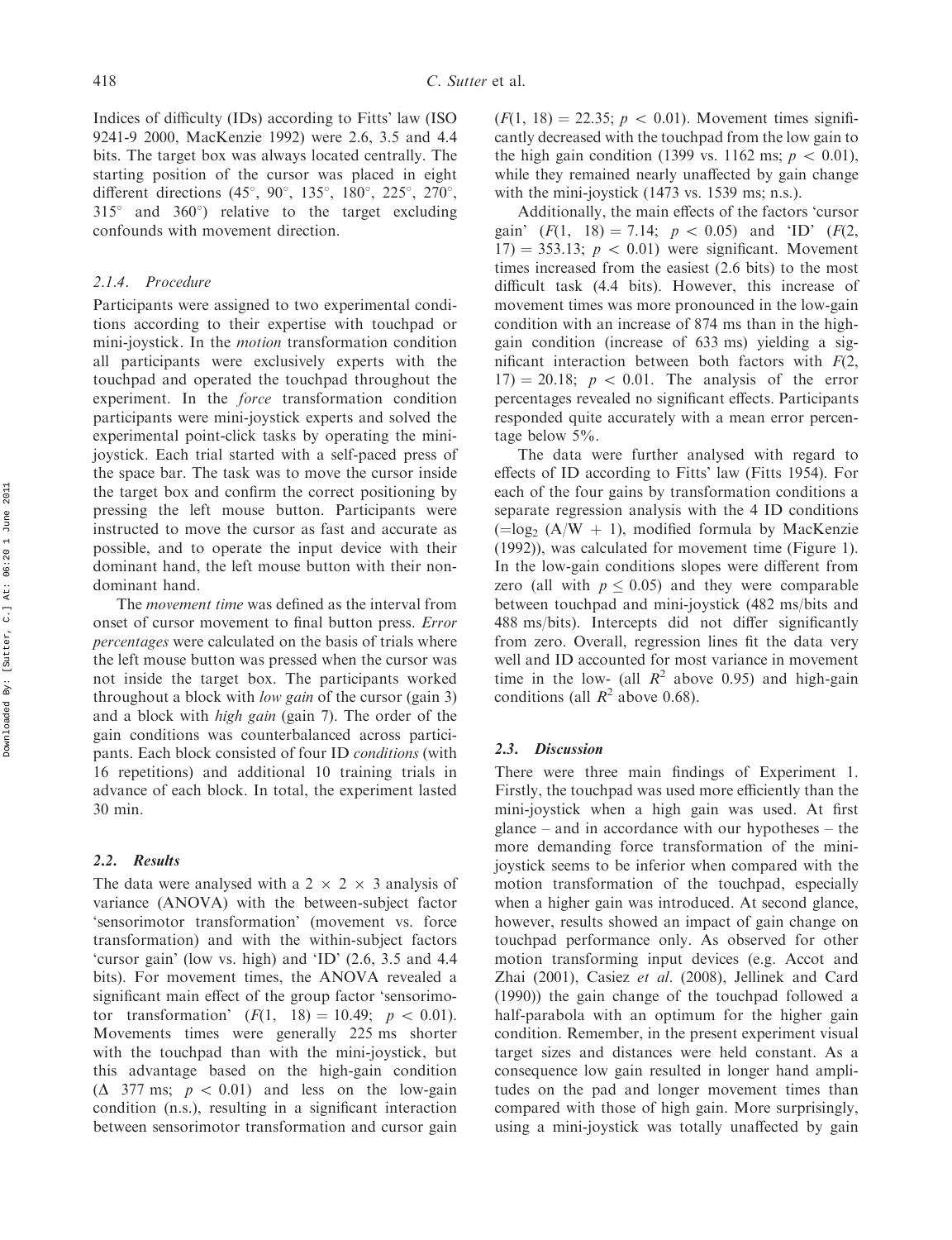Indices of difficulty (IDs) according to Fitts' law (ISO 9241-9 2000, MacKenzie 1992) were 2.6, 3.5 and 4.4 bits. The target box was always located centrally. The starting position of the cursor was placed in eight different directions (45°, 90°, 135°, 180°, 225°, 270°, 315° and 360°) relative to the target excluding confounds with movement direction.

#### 2.1.4. Procedure

Participants were assigned to two experimental conditions according to their expertise with touchpad or mini-joystick. In the *motion* transformation condition all participants were exclusively experts with the touchpad and operated the touchpad throughout the experiment. In the *force* transformation condition participants were mini-joystick experts and solved the experimental point-click tasks by operating the mini-joystick. Each trial started with a self-paced press of the space bar. The task was to move the cursor inside the target box and confirm the correct positioning by pressing the left mouse button. Participants were instructed to move the cursor as fast and accurate as possible, and to operate the input device with their dominant hand, the left mouse button with their non-dominant hand.

The *movement time* was defined as the interval from onset of cursor movement to final button press. *Error percentages* were calculated on the basis of trials where the left mouse button was pressed when the cursor was not inside the target box. The participants worked throughout a block with *low gain* of the cursor (gain 3) and a block with *high gain* (gain 7). The order of the gain conditions was counterbalanced across participants. Each block consisted of four ID *conditions* (with 16 repetitions) and additional 10 training trials in advance of each block. In total, the experiment lasted 30 min.

### 2.2. Results

The data were analysed with a 2 × 2 × 3 analysis of variance (ANOVA) with the between-subject factor 'sensorimotor transformation' (movement vs. force transformation) and with the within-subject factors 'cursor gain' (low vs. high) and 'ID' (2.6, 3.5 and 4.4 bits). For movement times, the ANOVA revealed a significant main effect of the group factor 'sensorimotor transformation' ($F(1, 18) = 10.49$; $p < 0.01$). Movements times were generally 225 ms shorter with the touchpad than with the mini-joystick, but this advantage based on the high-gain condition (Δ 377 ms; $p < 0.01$) and less on the low-gain condition (n.s.), resulting in a significant interaction between sensorimotor transformation and cursor gain ($F(1, 18) = 22.35$; $p < 0.01$). Movement times significantly decreased with the touchpad from the low gain to the high gain condition (1399 vs. 1162 ms; $p < 0.01$), while they remained nearly unaffected by gain change with the mini-joystick (1473 vs. 1539 ms; n.s.).

Additionally, the main effects of the factors 'cursor gain' ($F(1, 18) = 7.14$; $p < 0.05$) and 'ID' ($F(2, 17) = 353.13$; $p < 0.01$) were significant. Movement times increased from the easiest (2.6 bits) to the most difficult task (4.4 bits). However, this increase of movement times was more pronounced in the low-gain condition with an increase of 874 ms than in the high-gain condition (increase of 633 ms) yielding a significant interaction between both factors with $F(2, 17) = 20.18$; $p < 0.01$. The analysis of the error percentages revealed no significant effects. Participants responded quite accurately with a mean error percentage below 5%.

The data were further analysed with regard to effects of ID according to Fitts' law (Fitts 1954). For each of the four gains by transformation conditions a separate regression analysis with the 4 ID conditions ($=\log_2 (A/W + 1)$, modified formula by MacKenzie (1992)), was calculated for movement time (Figure 1). In the low-gain conditions slopes were different from zero (all with $p \leq 0.05$) and they were comparable between touchpad and mini-joystick (482 ms/bits and 488 ms/bits). Intercepts did not differ significantly from zero. Overall, regression lines fit the data very well and ID accounted for most variance in movement time in the low- (all $R^2$ above 0.95) and high-gain conditions (all $R^2$ above 0.68).

### 2.3. Discussion

There were three main findings of Experiment 1. Firstly, the touchpad was used more efficiently than the mini-joystick when a high gain was used. At first glance – and in accordance with our hypotheses – the more demanding force transformation of the mini-joystick seems to be inferior when compared with the motion transformation of the touchpad, especially when a higher gain was introduced. At second glance, however, results showed an impact of gain change on touchpad performance only. As observed for other motion transforming input devices (e.g. Accot and Zhai (2001), Casiez *et al.* (2008), Jellinek and Card (1990)) the gain change of the touchpad followed a half-parabola with an optimum for the higher gain condition. Remember, in the present experiment visual target sizes and distances were held constant. As a consequence low gain resulted in longer hand amplitudes on the pad and longer movement times than compared with those of high gain. More surprisingly, using a mini-joystick was totally unaffected by gain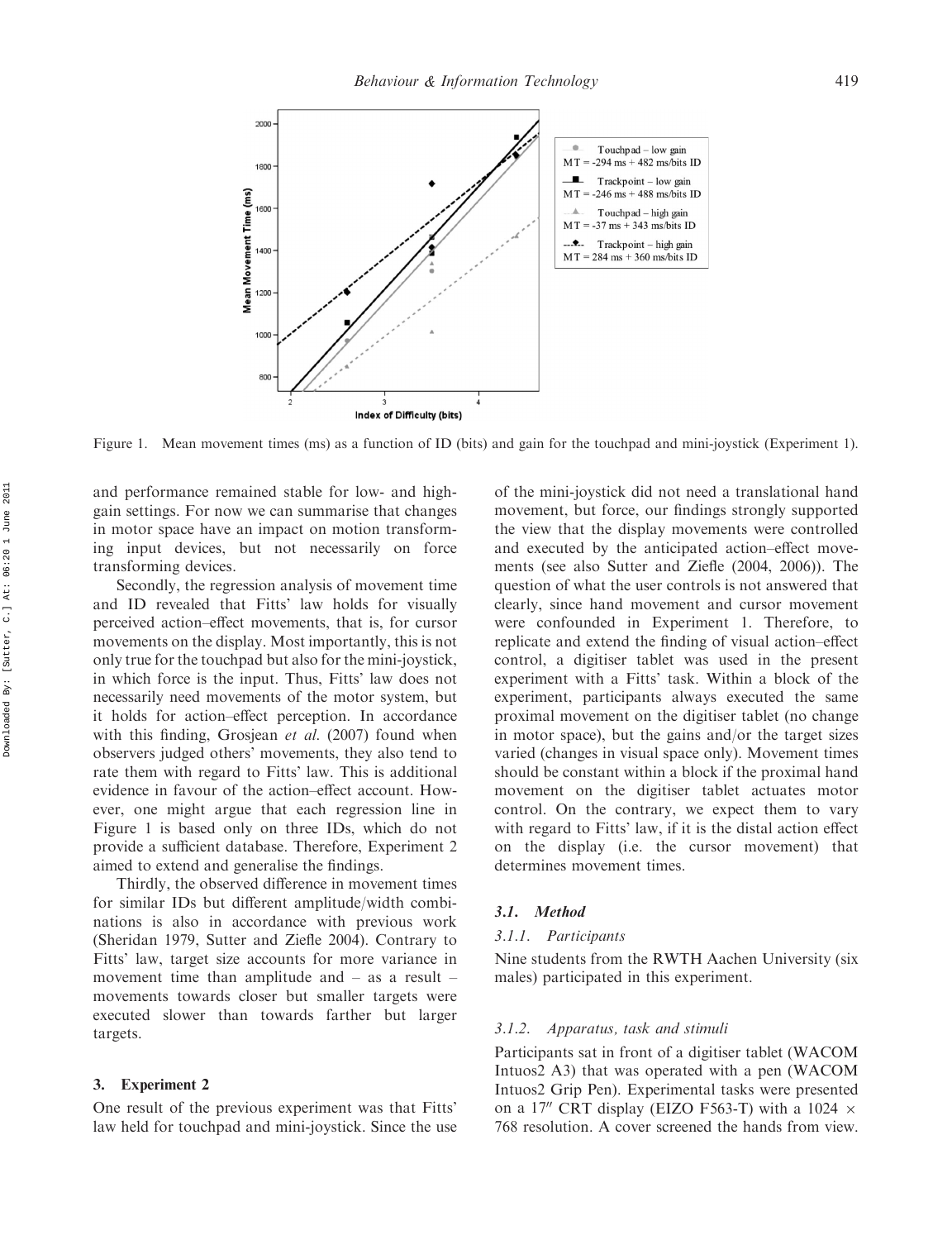Figure 1. Mean movement times (ms) as a function of ID (bits) and gain for the touchpad and mini-joystick (Experiment 1).

and performance remained stable for low- and high-gain settings. For now we can summarise that changes in motor space have an impact on motion transforming input devices, but not necessarily on force transforming devices.

Secondly, the regression analysis of movement time and ID revealed that Fitts' law holds for visually perceived action–effect movements, that is, for cursor movements on the display. Most importantly, this is not only true for the touchpad but also for the mini-joystick, in which force is the input. Thus, Fitts' law does not necessarily need movements of the motor system, but it holds for action–effect perception. In accordance with this finding, Grosjean *et al.* (2007) found when observers judged others' movements, they also tend to rate them with regard to Fitts' law. This is additional evidence in favour of the action–effect account. However, one might argue that each regression line in Figure 1 is based only on three IDs, which do not provide a sufficient database. Therefore, Experiment 2 aimed to extend and generalise the findings.

Thirdly, the observed difference in movement times for similar IDs but different amplitude/width combinations is also in accordance with previous work (Sheridan 1979, Sutter and Ziefle 2004). Contrary to Fitts' law, target size accounts for more variance in movement time than amplitude and – as a result – movements towards closer but smaller targets were executed slower than towards farther but larger targets.

## 3. Experiment 2

One result of the previous experiment was that Fitts' law held for touchpad and mini-joystick. Since the use of the mini-joystick did not need a translational hand movement, but force, our findings strongly supported the view that the display movements were controlled and executed by the anticipated action–effect movements (see also Sutter and Ziefle (2004, 2006)). The question of what the user controls is not answered that clearly, since hand movement and cursor movement were confounded in Experiment 1. Therefore, to replicate and extend the finding of visual action–effect control, a digitiser tablet was used in the present experiment with a Fitts' task. Within a block of the experiment, participants always executed the same proximal movement on the digitiser tablet (no change in motor space), but the gains and/or the target sizes varied (changes in visual space only). Movement times should be constant within a block if the proximal hand movement on the digitiser tablet actuates motor control. On the contrary, we expect them to vary with regard to Fitts' law, if it is the distal action effect on the display (i.e. the cursor movement) that determines movement times.

### 3.1. *Method*

#### 3.1.1. *Participants*

Nine students from the RWTH Aachen University (six males) participated in this experiment.

#### 3.1.2. *Apparatus, task and stimuli*

Participants sat in front of a digitiser tablet (WACOM Intuos2 A3) that was operated with a pen (WACOM Intuos2 Grip Pen). Experimental tasks were presented on a 17″ CRT display (EIZO F563-T) with a 1024 × 768 resolution. A cover screened the hands from view.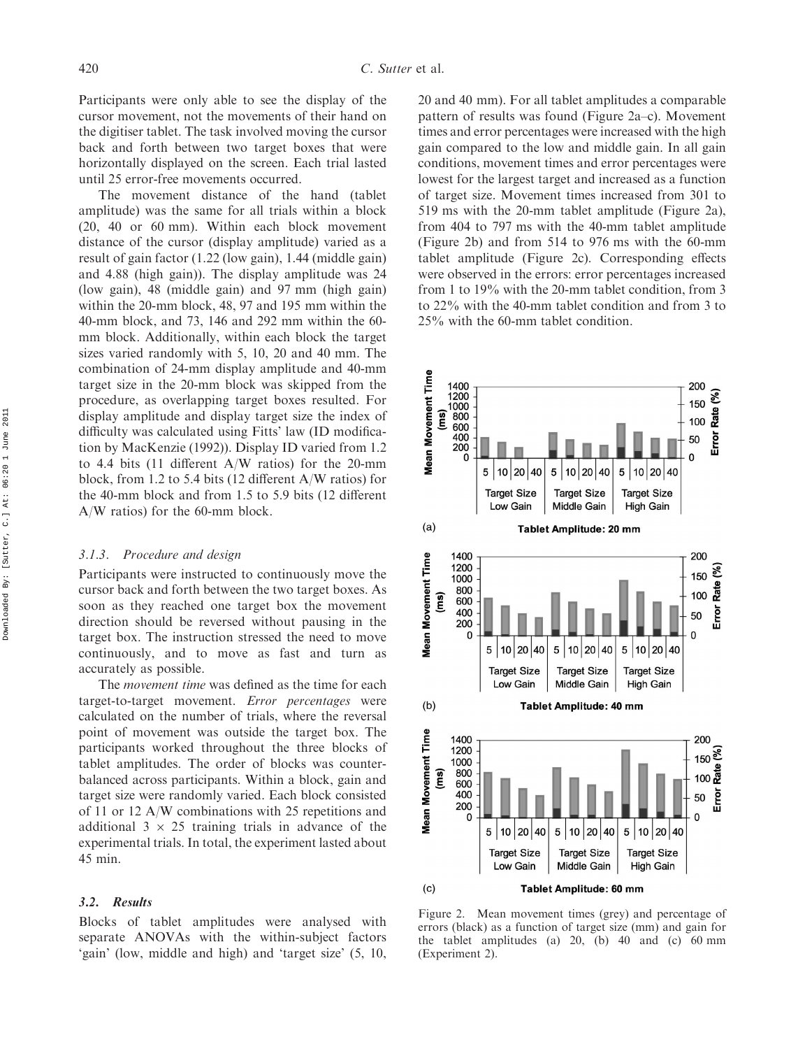Participants were only able to see the display of the cursor movement, not the movements of their hand on the digitiser tablet. The task involved moving the cursor back and forth between two target boxes that were horizontally displayed on the screen. Each trial lasted until 25 error-free movements occurred.

The movement distance of the hand (tablet amplitude) was the same for all trials within a block (20, 40 or 60 mm). Within each block movement distance of the cursor (display amplitude) varied as a result of gain factor (1.22 (low gain), 1.44 (middle gain) and 4.88 (high gain)). The display amplitude was 24 (low gain), 48 (middle gain) and 97 mm (high gain) within the 20-mm block, 48, 97 and 195 mm within the 40-mm block, and 73, 146 and 292 mm within the 60-mm block. Additionally, within each block the target sizes varied randomly with 5, 10, 20 and 40 mm. The combination of 24-mm display amplitude and 40-mm target size in the 20-mm block was skipped from the procedure, as overlapping target boxes resulted. For display amplitude and display target size the index of difficulty was calculated using Fitts' law (ID modification by MacKenzie (1992)). Display ID varied from 1.2 to 4.4 bits (11 different A/W ratios) for the 20-mm block, from 1.2 to 5.4 bits (12 different A/W ratios) for the 40-mm block and from 1.5 to 5.9 bits (12 different A/W ratios) for the 60-mm block.

### 3.1.3. Procedure and design

Participants were instructed to continuously move the cursor back and forth between the two target boxes. As soon as they reached one target box the movement direction should be reversed without pausing in the target box. The instruction stressed the need to move continuously, and to move as fast and turn as accurately as possible.

The *movement time* was defined as the time for each target-to-target movement. *Error percentages* were calculated on the number of trials, where the reversal point of movement was outside the target box. The participants worked throughout the three blocks of tablet amplitudes. The order of blocks was counterbalanced across participants. Within a block, gain and target size were randomly varied. Each block consisted of 11 or 12 A/W combinations with 25 repetitions and additional $3 \times 25$ training trials in advance of the experimental trials. In total, the experiment lasted about 45 min.

### 3.2. Results

Blocks of tablet amplitudes were analysed with separate ANOVAs with the within-subject factors 'gain' (low, middle and high) and 'target size' (5, 10, 20 and 40 mm). For all tablet amplitudes a comparable pattern of results was found (Figure 2a–c). Movement times and error percentages were increased with the high gain compared to the low and middle gain. In all gain conditions, movement times and error percentages were lowest for the largest target and increased as a function of target size. Movement times increased from 301 to 519 ms with the 20-mm tablet amplitude (Figure 2a), from 404 to 797 ms with the 40-mm tablet amplitude (Figure 2b) and from 514 to 976 ms with the 60-mm tablet amplitude (Figure 2c). Corresponding effects were observed in the errors: error percentages increased from 1 to 19% with the 20-mm tablet condition, from 3 to 22% with the 40-mm tablet condition and from 3 to 25% with the 60-mm tablet condition.

Figure 2. Mean movement times (grey) and percentage of errors (black) as a function of target size (mm) and gain for the tablet amplitudes (a) 20, (b) 40 and (c) 60 mm (Experiment 2).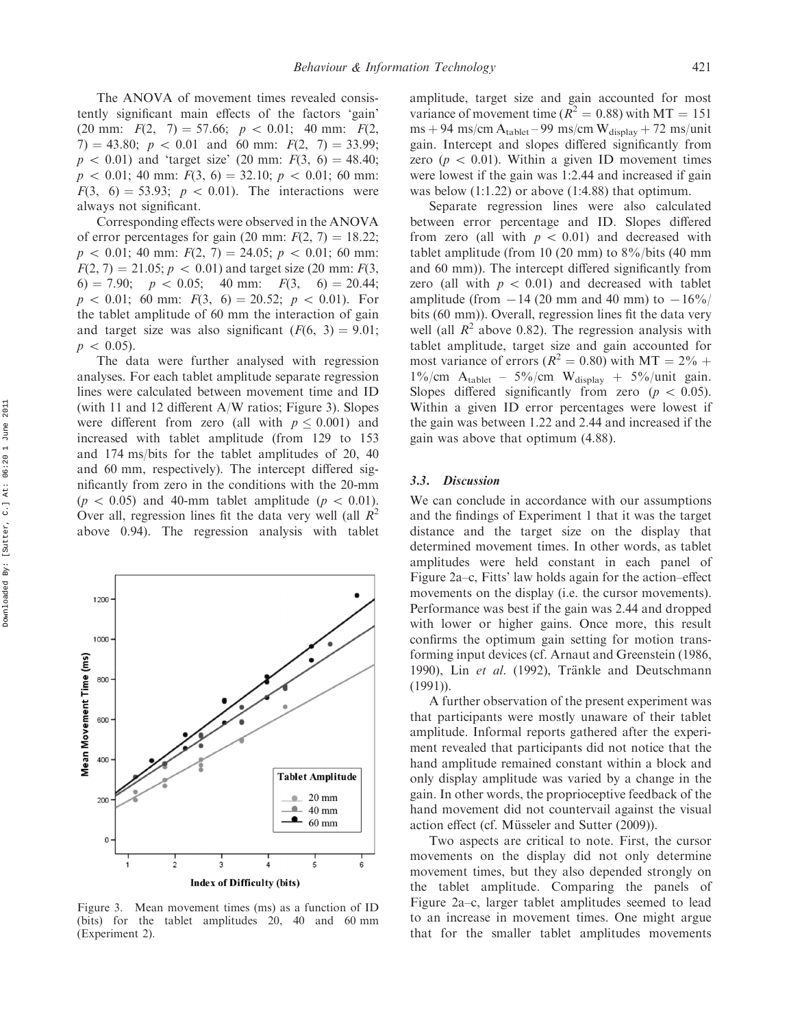The ANOVA of movement times revealed consistently significant main effects of the factors 'gain' (20 mm: $F(2, 7) = 57.66$; $p < 0.01$; 40 mm: $F(2, 7) = 43.80$; $p < 0.01$ and 60 mm: $F(2, 7) = 33.99$; $p < 0.01$) and 'target size' (20 mm: $F(3, 6) = 48.40$; $p < 0.01$; 40 mm: $F(3, 6) = 32.10$; $p < 0.01$; 60 mm: $F(3, 6) = 53.93$; $p < 0.01$). The interactions were always not significant.

Corresponding effects were observed in the ANOVA of error percentages for gain (20 mm: $F(2, 7) = 18.22$; $p < 0.01$; 40 mm: $F(2, 7) = 24.05$; $p < 0.01$; 60 mm: $F(2, 7) = 21.05$; $p < 0.01$) and target size (20 mm: $F(3, 6) = 7.90$; $p < 0.05$; 40 mm: $F(3, 6) = 20.44$; $p < 0.01$; 60 mm: $F(3, 6) = 20.52$; $p < 0.01$). For the tablet amplitude of 60 mm the interaction of gain and target size was also significant ($F(6, 3) = 9.01$; $p < 0.05$).

The data were further analysed with regression analyses. For each tablet amplitude separate regression lines were calculated between movement time and ID (with 11 and 12 different A/W ratios; Figure 3). Slopes were different from zero (all with $p \leq 0.001$) and increased with tablet amplitude (from 129 to 153 and 174 ms/bits for the tablet amplitudes of 20, 40 and 60 mm, respectively). The intercept differed significantly from zero in the conditions with the 20-mm ($p < 0.05$) and 40-mm tablet amplitude ($p < 0.01$). Over all, regression lines fit the data very well (all $R^2$ above 0.94). The regression analysis with tablet amplitude, target size and gain accounted for most variance of movement time ($R^2 = 0.88$) with $\text{MT} = 151\ \text{ms} + 94\ \text{ms/cm}\ A_{\text{tablet}} - 99\ \text{ms/cm}\ W_{\text{display}} + 72\ \text{ms/unit gain}$. Intercept and slopes differed significantly from zero ($p < 0.01$). Within a given ID movement times were lowest if the gain was 1:2.44 and increased if gain was below (1:1.22) or above (1:4.88) that optimum.

Separate regression lines were also calculated between error percentage and ID. Slopes differed from zero (all with $p < 0.01$) and decreased with tablet amplitude (from 10 (20 mm) to 8%/bits (40 mm and 60 mm)). The intercept differed significantly from zero (all with $p < 0.01$) and decreased with tablet amplitude (from $-14$ (20 mm and 40 mm) to $-16$%/bits (60 mm)). Overall, regression lines fit the data very well (all $R^2$ above 0.82). The regression analysis with tablet amplitude, target size and gain accounted for most variance of errors ($R^2 = 0.80$) with $\text{MT} = 2\% + 1\%/\text{cm}\ A_{\text{tablet}} - 5\%/\text{cm}\ W_{\text{display}} + 5\%/\text{unit gain}$. Slopes differed significantly from zero ($p < 0.05$). Within a given ID error percentages were lowest if the gain was between 1.22 and 2.44 and increased if the gain was above that optimum (4.88).

Figure 3. Mean movement times (ms) as a function of ID (bits) for the tablet amplitudes 20, 40 and 60 mm (Experiment 2).

### 3.3. Discussion

We can conclude in accordance with our assumptions and the findings of Experiment 1 that it was the target distance and the target size on the display that determined movement times. In other words, as tablet amplitudes were held constant in each panel of Figure 2a–c, Fitts' law holds again for the action–effect movements on the display (i.e. the cursor movements). Performance was best if the gain was 2.44 and dropped with lower or higher gains. Once more, this result confirms the optimum gain setting for motion transforming input devices (cf. Arnaut and Greenstein (1986, 1990), Lin *et al.* (1992), Tränkle and Deutschmann (1991)).

A further observation of the present experiment was that participants were mostly unaware of their tablet amplitude. Informal reports gathered after the experiment revealed that participants did not notice that the hand amplitude remained constant within a block and only display amplitude was varied by a change in the gain. In other words, the proprioceptive feedback of the hand movement did not countervail against the visual action effect (cf. Müsseler and Sutter (2009)).

Two aspects are critical to note. First, the cursor movements on the display did not only determine movement times, but they also depended strongly on the tablet amplitude. Comparing the panels of Figure 2a–c, larger tablet amplitudes seemed to lead to an increase in movement times. One might argue that for the smaller tablet amplitudes movements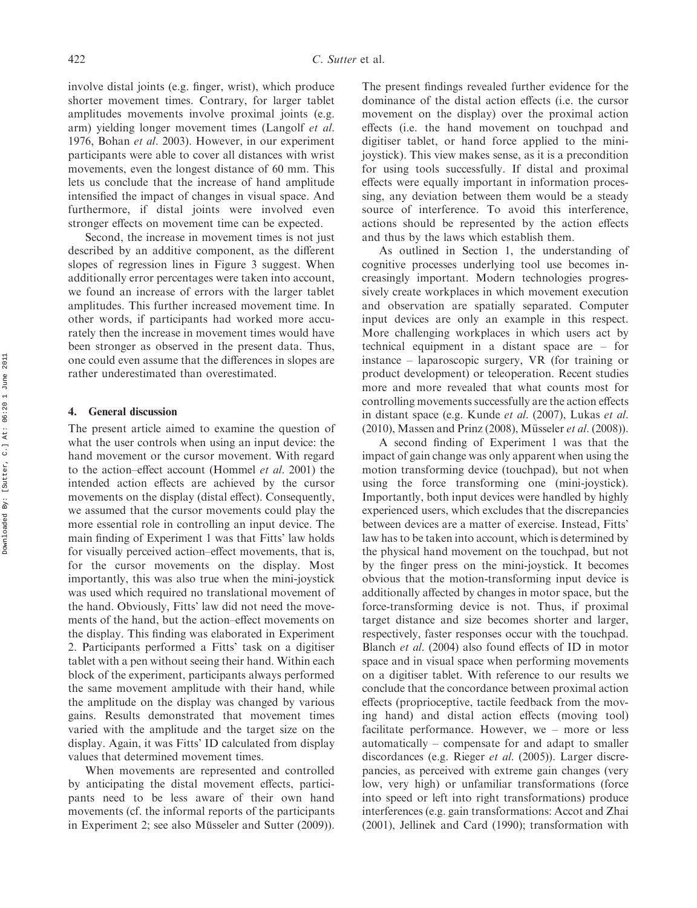involve distal joints (e.g. finger, wrist), which produce shorter movement times. Contrary, for larger tablet amplitudes movements involve proximal joints (e.g. arm) yielding longer movement times (Langolf *et al.* 1976, Bohan *et al.* 2003). However, in our experiment participants were able to cover all distances with wrist movements, even the longest distance of 60 mm. This lets us conclude that the increase of hand amplitude intensified the impact of changes in visual space. And furthermore, if distal joints were involved even stronger effects on movement time can be expected.

Second, the increase in movement times is not just described by an additive component, as the different slopes of regression lines in Figure 3 suggest. When additionally error percentages were taken into account, we found an increase of errors with the larger tablet amplitudes. This further increased movement time. In other words, if participants had worked more accurately then the increase in movement times would have been stronger as observed in the present data. Thus, one could even assume that the differences in slopes are rather underestimated than overestimated.

## 4. General discussion

The present article aimed to examine the question of what the user controls when using an input device: the hand movement or the cursor movement. With regard to the action–effect account (Hommel *et al.* 2001) the intended action effects are achieved by the cursor movements on the display (distal effect). Consequently, we assumed that the cursor movements could play the more essential role in controlling an input device. The main finding of Experiment 1 was that Fitts' law holds for visually perceived action–effect movements, that is, for the cursor movements on the display. Most importantly, this was also true when the mini-joystick was used which required no translational movement of the hand. Obviously, Fitts' law did not need the movements of the hand, but the action–effect movements on the display. This finding was elaborated in Experiment 2. Participants performed a Fitts' task on a digitiser tablet with a pen without seeing their hand. Within each block of the experiment, participants always performed the same movement amplitude with their hand, while the amplitude on the display was changed by various gains. Results demonstrated that movement times varied with the amplitude and the target size on the display. Again, it was Fitts' ID calculated from display values that determined movement times.

When movements are represented and controlled by anticipating the distal movement effects, participants need to be less aware of their own hand movements (cf. the informal reports of the participants in Experiment 2; see also Müsseler and Sutter (2009)). The present findings revealed further evidence for the dominance of the distal action effects (i.e. the cursor movement on the display) over the proximal action effects (i.e. the hand movement on touchpad and digitiser tablet, or hand force applied to the mini-joystick). This view makes sense, as it is a precondition for using tools successfully. If distal and proximal effects were equally important in information processing, any deviation between them would be a steady source of interference. To avoid this interference, actions should be represented by the action effects and thus by the laws which establish them.

As outlined in Section 1, the understanding of cognitive processes underlying tool use becomes increasingly important. Modern technologies progressively create workplaces in which movement execution and observation are spatially separated. Computer input devices are only an example in this respect. More challenging workplaces in which users act by technical equipment in a distant space are – for instance – laparoscopic surgery, VR (for training or product development) or teleoperation. Recent studies more and more revealed that what counts most for controlling movements successfully are the action effects in distant space (e.g. Kunde *et al.* (2007), Lukas *et al.* (2010), Massen and Prinz (2008), Müsseler *et al.* (2008)).

A second finding of Experiment 1 was that the impact of gain change was only apparent when using the motion transforming device (touchpad), but not when using the force transforming one (mini-joystick). Importantly, both input devices were handled by highly experienced users, which excludes that the discrepancies between devices are a matter of exercise. Instead, Fitts' law has to be taken into account, which is determined by the physical hand movement on the touchpad, but not by the finger press on the mini-joystick. It becomes obvious that the motion-transforming input device is additionally affected by changes in motor space, but the force-transforming device is not. Thus, if proximal target distance and size becomes shorter and larger, respectively, faster responses occur with the touchpad. Blanch *et al.* (2004) also found effects of ID in motor space and in visual space when performing movements on a digitiser tablet. With reference to our results we conclude that the concordance between proximal action effects (proprioceptive, tactile feedback from the moving hand) and distal action effects (moving tool) facilitate performance. However, we – more or less automatically – compensate for and adapt to smaller discordances (e.g. Rieger *et al.* (2005)). Larger discrepancies, as perceived with extreme gain changes (very low, very high) or unfamiliar transformations (force into speed or left into right transformations) produce interferences (e.g. gain transformations: Accot and Zhai (2001), Jellinek and Card (1990); transformation with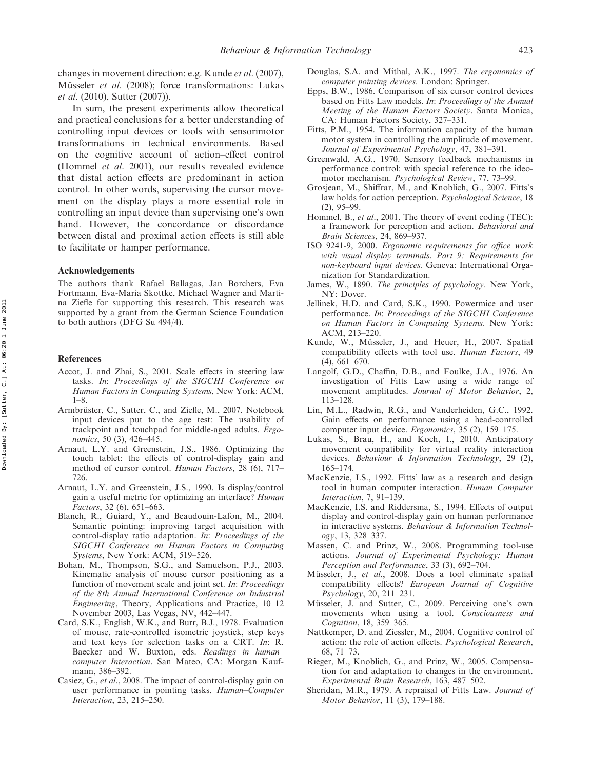changes in movement direction: e.g. Kunde *et al*. (2007), Müsseler *et al*. (2008); force transformations: Lukas *et al*. (2010), Sutter (2007)).

In sum, the present experiments allow theoretical and practical conclusions for a better understanding of controlling input devices or tools with sensorimotor transformations in technical environments. Based on the cognitive account of action–effect control (Hommel *et al*. 2001), our results revealed evidence that distal action effects are predominant in action control. In other words, supervising the cursor movement on the display plays a more essential role in controlling an input device than supervising one's own hand. However, the concordance or discordance between distal and proximal action effects is still able to facilitate or hamper performance.

### Acknowledgements

The authors thank Rafael Ballagas, Jan Borchers, Eva Fortmann, Eva-Maria Skottke, Michael Wagner and Martina Ziefle for supporting this research. This research was supported by a grant from the German Science Foundation to both authors (DFG Su 494/4).

### References

Accot, J. and Zhai, S., 2001. Scale effects in steering law tasks. *In*: *Proceedings of the SIGCHI Conference on Human Factors in Computing Systems*, New York: ACM, 1–8.

Armbrüster, C., Sutter, C., and Ziefle, M., 2007. Notebook input devices put to the age test: The usability of trackpoint and touchpad for middle-aged adults. *Ergonomics*, 50 (3), 426–445.

Arnaut, L.Y. and Greenstein, J.S., 1986. Optimizing the touch tablet: the effects of control-display gain and method of cursor control. *Human Factors*, 28 (6), 717–726.

Arnaut, L.Y. and Greenstein, J.S., 1990. Is display/control gain a useful metric for optimizing an interface? *Human Factors*, 32 (6), 651–663.

Blanch, R., Guiard, Y., and Beaudouin-Lafon, M., 2004. Semantic pointing: improving target acquisition with control-display ratio adaptation. *In*: *Proceedings of the SIGCHI Conference on Human Factors in Computing Systems*, New York: ACM, 519–526.

Bohan, M., Thompson, S.G., and Samuelson, P.J., 2003. Kinematic analysis of mouse cursor positioning as a function of movement scale and joint set. *In*: *Proceedings of the 8th Annual International Conference on Industrial Engineering*, Theory, Applications and Practice, 10–12 November 2003, Las Vegas, NV, 442–447.

Card, S.K., English, W.K., and Burr, B.J., 1978. Evaluation of mouse, rate-controlled isometric joystick, step keys and text keys for selection tasks on a CRT. *In*: R. Baecker and W. Buxton, eds. *Readings in human–computer Interaction*. San Mateo, CA: Morgan Kaufmann, 386–392.

Casiez, G., *et al*., 2008. The impact of control-display gain on user performance in pointing tasks. *Human–Computer Interaction*, 23, 215–250.

Douglas, S.A. and Mithal, A.K., 1997. *The ergonomics of computer pointing devices*. London: Springer.

Epps, B.W., 1986. Comparison of six cursor control devices based on Fitts Law models. *In*: *Proceedings of the Annual Meeting of the Human Factors Society*. Santa Monica, CA: Human Factors Society, 327–331.

Fitts, P.M., 1954. The information capacity of the human motor system in controlling the amplitude of movement. *Journal of Experimental Psychology*, 47, 381–391.

Greenwald, A.G., 1970. Sensory feedback mechanisms in performance control: with special reference to the ideo-motor mechanism. *Psychological Review*, 77, 73–99.

Grosjean, M., Shiffrar, M., and Knoblich, G., 2007. Fitts's law holds for action perception. *Psychological Science*, 18 (2), 95–99.

Hommel, B., *et al*., 2001. The theory of event coding (TEC): a framework for perception and action. *Behavioral and Brain Sciences*, 24, 869–937.

ISO 9241-9, 2000. *Ergonomic requirements for office work with visual display terminals. Part 9: Requirements for non-keyboard input devices*. Geneva: International Organization for Standardization.

James, W., 1890. *The principles of psychology*. New York, NY: Dover.

Jellinek, H.D. and Card, S.K., 1990. Powermice and user performance. *In*: *Proceedings of the SIGCHI Conference on Human Factors in Computing Systems*. New York: ACM, 213–220.

Kunde, W., Müsseler, J., and Heuer, H., 2007. Spatial compatibility effects with tool use. *Human Factors*, 49 (4), 661–670.

Langolf, G.D., Chaffin, D.B., and Foulke, J.A., 1976. An investigation of Fitts Law using a wide range of movement amplitudes. *Journal of Motor Behavior*, 2, 113–128.

Lin, M.L., Radwin, R.G., and Vanderheiden, G.C., 1992. Gain effects on performance using a head-controlled computer input device. *Ergonomics*, 35 (2), 159–175.

Lukas, S., Brau, H., and Koch, I., 2010. Anticipatory movement compatibility for virtual reality interaction devices. *Behaviour & Information Technology*, 29 (2), 165–174.

MacKenzie, I.S., 1992. Fitts' law as a research and design tool in human–computer interaction. *Human–Computer Interaction*, 7, 91–139.

MacKenzie, I.S. and Riddersma, S., 1994. Effects of output display and control-display gain on human performance in interactive systems. *Behaviour & Information Technology*, 13, 328–337.

Massen, C. and Prinz, W., 2008. Programming tool-use actions. *Journal of Experimental Psychology: Human Perception and Performance*, 33 (3), 692–704.

Müsseler, J., *et al*., 2008. Does a tool eliminate spatial compatibility effects? *European Journal of Cognitive Psychology*, 20, 211–231.

Müsseler, J. and Sutter, C., 2009. Perceiving one's own movements when using a tool. *Consciousness and Cognition*, 18, 359–365.

Nattkemper, D. and Ziessler, M., 2004. Cognitive control of action: the role of action effects. *Psychological Research*, 68, 71–73.

Rieger, M., Knoblich, G., and Prinz, W., 2005. Compensation for and adaptation to changes in the environment. *Experimental Brain Research*, 163, 487–502.

Sheridan, M.R., 1979. A repraisal of Fitts Law. *Journal of Motor Behavior*, 11 (3), 179–188.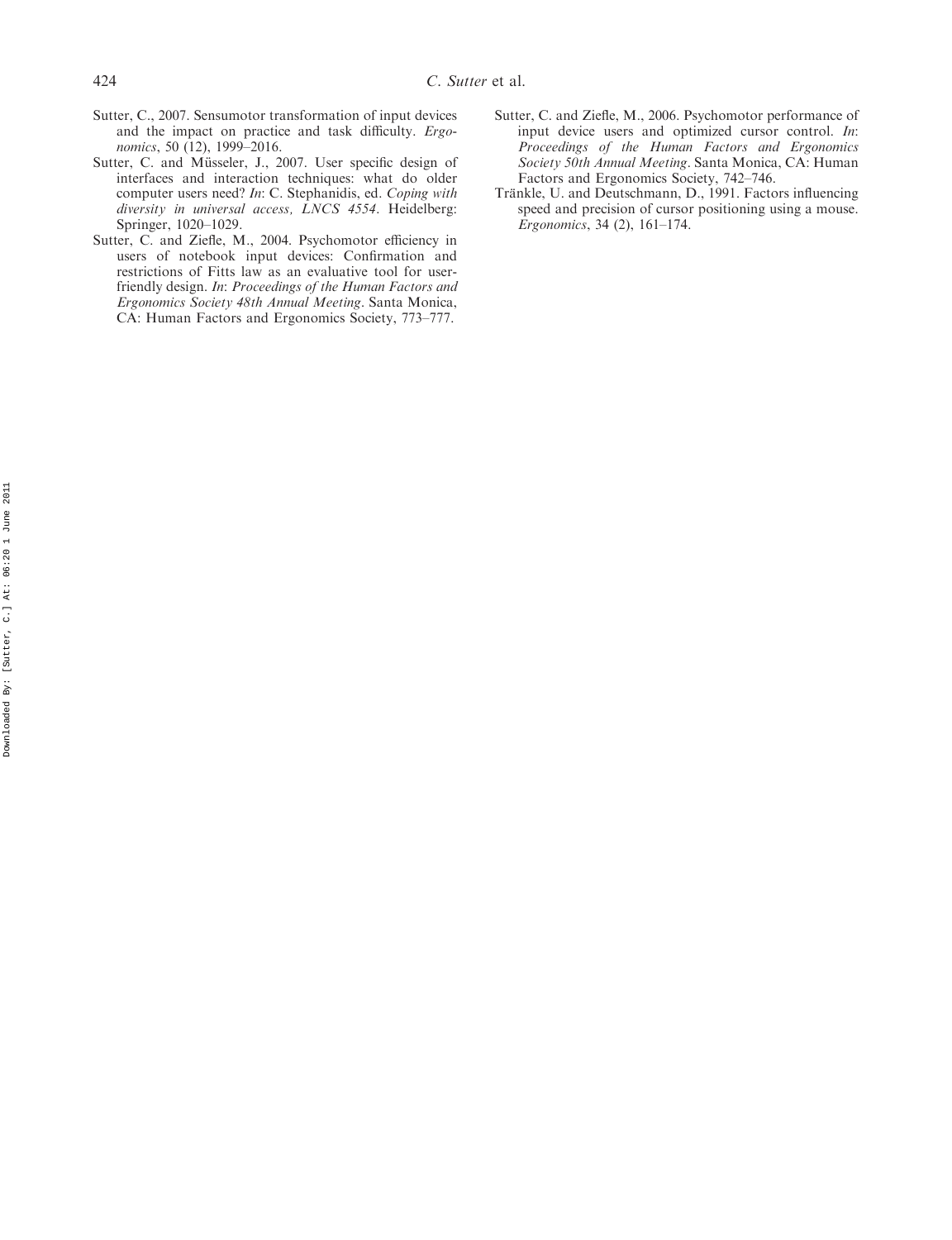Sutter, C., 2007. Sensumotor transformation of input devices and the impact on practice and task difficulty. *Ergonomics*, 50 (12), 1999–2016.

Sutter, C. and Müsseler, J., 2007. User specific design of interfaces and interaction techniques: what do older computer users need? *In*: C. Stephanidis, ed. *Coping with diversity in universal access, LNCS 4554*. Heidelberg: Springer, 1020–1029.

Sutter, C. and Ziefle, M., 2004. Psychomotor efficiency in users of notebook input devices: Confirmation and restrictions of Fitts law as an evaluative tool for user-friendly design. *In*: *Proceedings of the Human Factors and Ergonomics Society 48th Annual Meeting*. Santa Monica, CA: Human Factors and Ergonomics Society, 773–777.

Sutter, C. and Ziefle, M., 2006. Psychomotor performance of input device users and optimized cursor control. *In*: *Proceedings of the Human Factors and Ergonomics Society 50th Annual Meeting*. Santa Monica, CA: Human Factors and Ergonomics Society, 742–746.

Tränkle, U. and Deutschmann, D., 1991. Factors influencing speed and precision of cursor positioning using a mouse. *Ergonomics*, 34 (2), 161–174.